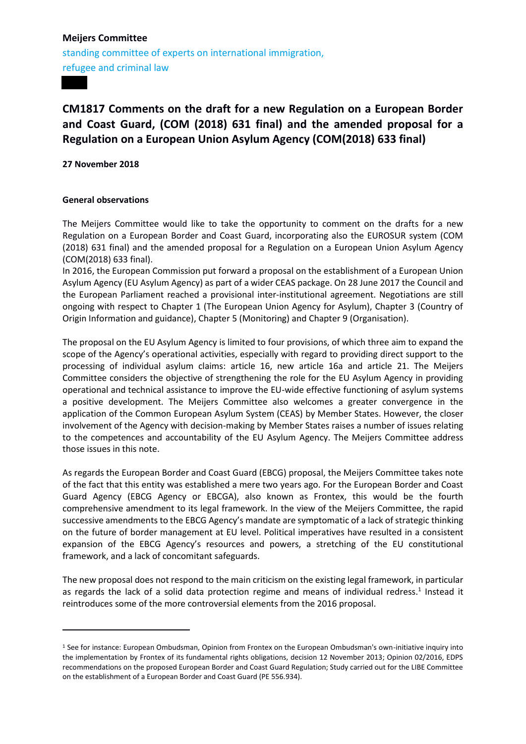**Meijers Committee**

standing committee of experts on international immigration, refugee and criminal law

# CM1817 Comments on the draft for a new Regulation on a European Border and Coast Guard, (COM (2018) 631 final) and the amended proposal for a Regulation on a European Union Asylum Agency (COM(2018) 633 final)

**27 November 2018**

**General observations**

The Meijers Committee would like to take the opportunity to comment on the drafts for a new Regulation on a European Border and Coast Guard, incorporating also the EUROSUR system (COM (2018) 631 final) and the amended proposal for a Regulation on a European Union Asylum Agency (COM(2018) 633 final).

In 2016, the European Commission put forward a proposal on the establishment of a European Union Asylum Agency (EU Asylum Agency) as part of a wider CEAS package. On 28 June 2017 the Council and the European Parliament reached a provisional inter-institutional agreement. Negotiations are still ongoing with respect to Chapter 1 (The European Union Agency for Asylum), Chapter 3 (Country of Origin Information and guidance), Chapter 5 (Monitoring) and Chapter 9 (Organisation).

The proposal on the EU Asylum Agency is limited to four provisions, of which three aim to expand the scope of the Agency's operational activities, especially with regard to providing direct support to the processing of individual asylum claims: article 16, new article 16a and article 21. The Meijers Committee considers the objective of strengthening the role for the EU Asylum Agency in providing operational and technical assistance to improve the EU-wide effective functioning of asylum systems a positive development. The Meijers Committee also welcomes a greater convergence in the application of the Common European Asylum System (CEAS) by Member States. However, the closer involvement of the Agency with decision-making by Member States raises a number of issues relating to the competences and accountability of the EU Asylum Agency. The Meijers Committee address those issues in this note.

As regards the European Border and Coast Guard (EBCG) proposal, the Meijers Committee takes note of the fact that this entity was established a mere two years ago. For the European Border and Coast Guard Agency (EBCG Agency or EBCGA), also known as Frontex, this would be the fourth comprehensive amendment to its legal framework. In the view of the Meijers Committee, the rapid successive amendments to the EBCG Agency's mandate are symptomatic of a lack of strategic thinking on the future of border management at EU level. Political imperatives have resulted in a consistent expansion of the EBCG Agency's resources and powers, a stretching of the EU constitutional framework, and a lack of concomitant safeguards.

The new proposal does not respond to the main criticism on the existing legal framework, in particular as regards the lack of a solid data protection regime and means of individual redress.[1] Instead it reintroduces some of the more controversial elements from the 2016 proposal.

[1] See for instance: European Ombudsman, Opinion from Frontex on the European Ombudsman's own-initiative inquiry into the implementation by Frontex of its fundamental rights obligations, decision 12 November 2013; Opinion 02/2016, EDPS recommendations on the proposed European Border and Coast Guard Regulation; Study carried out for the LIBE Committee on the establishment of a European Border and Coast Guard (PE 556.934).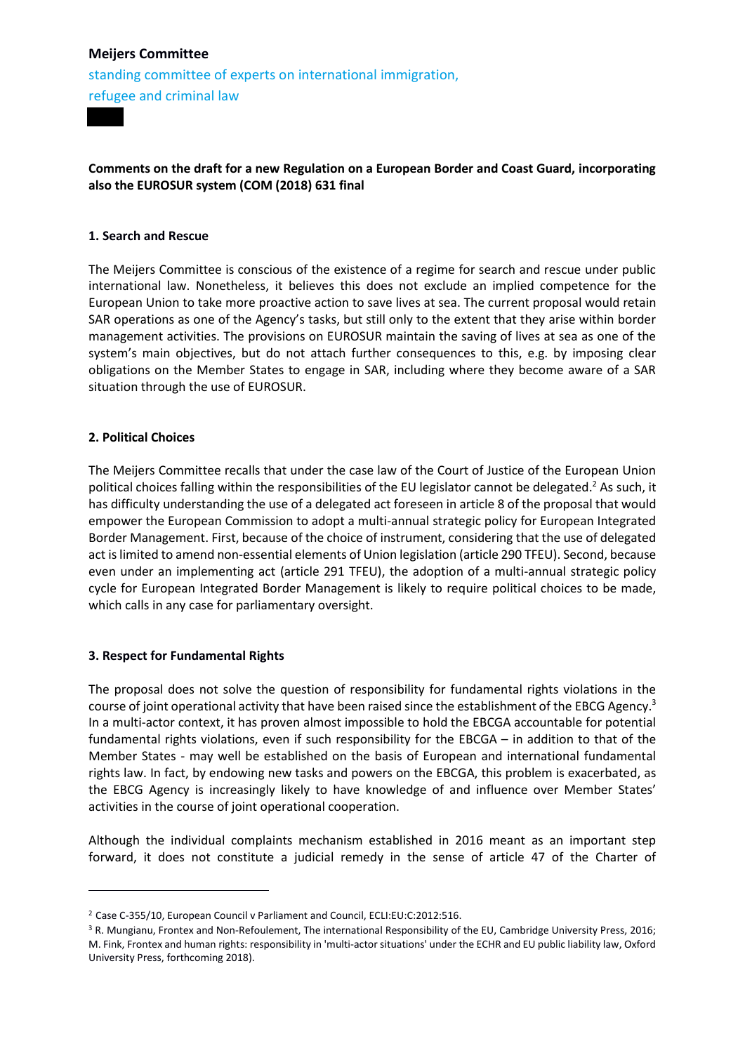**Meijers Committee**

standing committee of experts on international immigration, refugee and criminal law

**Comments on the draft for a new Regulation on a European Border and Coast Guard, incorporating also the EUROSUR system (COM (2018) 631 final**

**1. Search and Rescue**

The Meijers Committee is conscious of the existence of a regime for search and rescue under public international law. Nonetheless, it believes this does not exclude an implied competence for the European Union to take more proactive action to save lives at sea. The current proposal would retain SAR operations as one of the Agency's tasks, but still only to the extent that they arise within border management activities. The provisions on EUROSUR maintain the saving of lives at sea as one of the system's main objectives, but do not attach further consequences to this, e.g. by imposing clear obligations on the Member States to engage in SAR, including where they become aware of a SAR situation through the use of EUROSUR.

**2. Political Choices**

The Meijers Committee recalls that under the case law of the Court of Justice of the European Union political choices falling within the responsibilities of the EU legislator cannot be delegated.[2] As such, it has difficulty understanding the use of a delegated act foreseen in article 8 of the proposal that would empower the European Commission to adopt a multi-annual strategic policy for European Integrated Border Management. First, because of the choice of instrument, considering that the use of delegated act is limited to amend non-essential elements of Union legislation (article 290 TFEU). Second, because even under an implementing act (article 291 TFEU), the adoption of a multi-annual strategic policy cycle for European Integrated Border Management is likely to require political choices to be made, which calls in any case for parliamentary oversight.

**3. Respect for Fundamental Rights**

The proposal does not solve the question of responsibility for fundamental rights violations in the course of joint operational activity that have been raised since the establishment of the EBCG Agency.[3] In a multi-actor context, it has proven almost impossible to hold the EBCGA accountable for potential fundamental rights violations, even if such responsibility for the EBCGA – in addition to that of the Member States - may well be established on the basis of European and international fundamental rights law. In fact, by endowing new tasks and powers on the EBCGA, this problem is exacerbated, as the EBCG Agency is increasingly likely to have knowledge of and influence over Member States' activities in the course of joint operational cooperation.

Although the individual complaints mechanism established in 2016 meant as an important step forward, it does not constitute a judicial remedy in the sense of article 47 of the Charter of

[2] Case C-355/10, European Council v Parliament and Council, ECLI:EU:C:2012:516.

[3] R. Mungianu, Frontex and Non-Refoulement, The international Responsibility of the EU, Cambridge University Press, 2016; M. Fink, Frontex and human rights: responsibility in 'multi-actor situations' under the ECHR and EU public liability law, Oxford University Press, forthcoming 2018).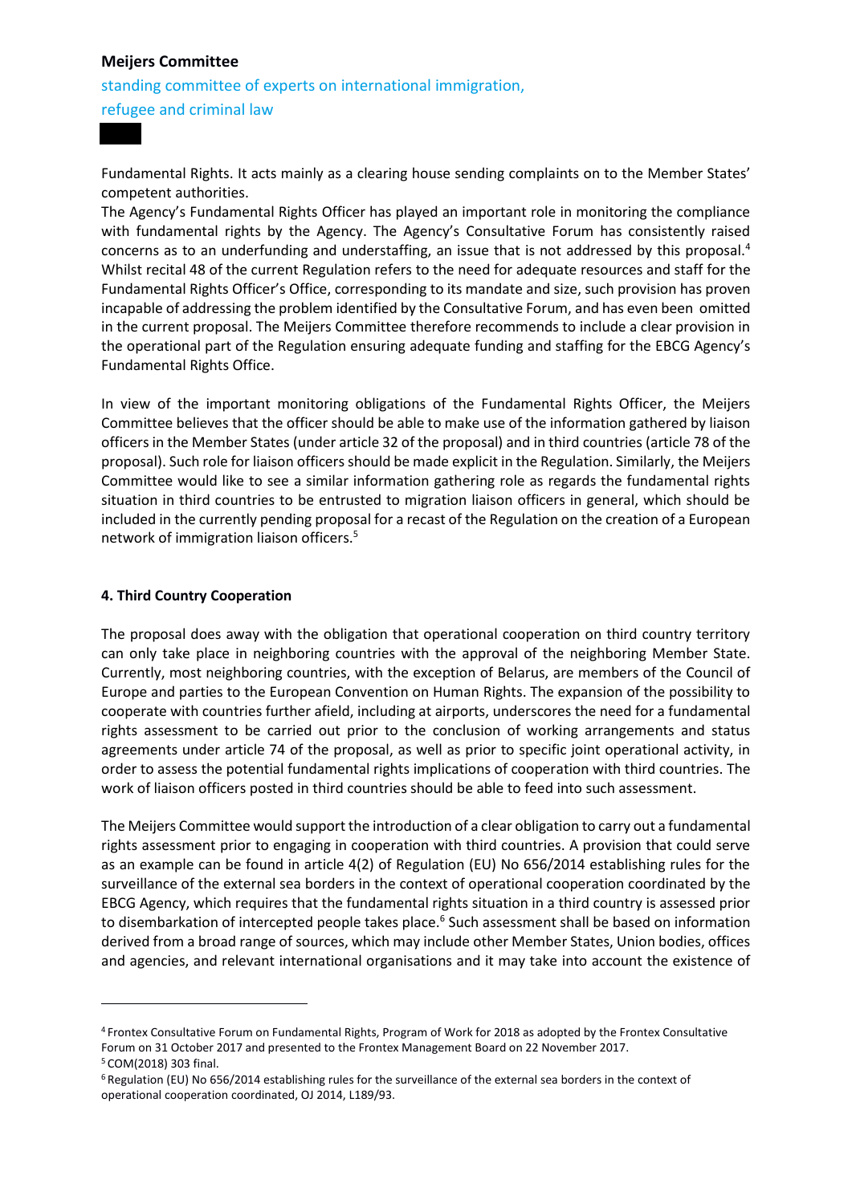Fundamental Rights. It acts mainly as a clearing house sending complaints on to the Member States' competent authorities.

The Agency's Fundamental Rights Officer has played an important role in monitoring the compliance with fundamental rights by the Agency. The Agency's Consultative Forum has consistently raised concerns as to an underfunding and understaffing, an issue that is not addressed by this proposal.[4] Whilst recital 48 of the current Regulation refers to the need for adequate resources and staff for the Fundamental Rights Officer's Office, corresponding to its mandate and size, such provision has proven incapable of addressing the problem identified by the Consultative Forum, and has even been omitted in the current proposal. The Meijers Committee therefore recommends to include a clear provision in the operational part of the Regulation ensuring adequate funding and staffing for the EBCG Agency's Fundamental Rights Office.

In view of the important monitoring obligations of the Fundamental Rights Officer, the Meijers Committee believes that the officer should be able to make use of the information gathered by liaison officers in the Member States (under article 32 of the proposal) and in third countries (article 78 of the proposal). Such role for liaison officers should be made explicit in the Regulation. Similarly, the Meijers Committee would like to see a similar information gathering role as regards the fundamental rights situation in third countries to be entrusted to migration liaison officers in general, which should be included in the currently pending proposal for a recast of the Regulation on the creation of a European network of immigration liaison officers.[5]

#### 4. Third Country Cooperation

The proposal does away with the obligation that operational cooperation on third country territory can only take place in neighboring countries with the approval of the neighboring Member State. Currently, most neighboring countries, with the exception of Belarus, are members of the Council of Europe and parties to the European Convention on Human Rights. The expansion of the possibility to cooperate with countries further afield, including at airports, underscores the need for a fundamental rights assessment to be carried out prior to the conclusion of working arrangements and status agreements under article 74 of the proposal, as well as prior to specific joint operational activity, in order to assess the potential fundamental rights implications of cooperation with third countries. The work of liaison officers posted in third countries should be able to feed into such assessment.

The Meijers Committee would support the introduction of a clear obligation to carry out a fundamental rights assessment prior to engaging in cooperation with third countries. A provision that could serve as an example can be found in article 4(2) of Regulation (EU) No 656/2014 establishing rules for the surveillance of the external sea borders in the context of operational cooperation coordinated by the EBCG Agency, which requires that the fundamental rights situation in a third country is assessed prior to disembarkation of intercepted people takes place.[6] Such assessment shall be based on information derived from a broad range of sources, which may include other Member States, Union bodies, offices and agencies, and relevant international organisations and it may take into account the existence of

---

[4] Frontex Consultative Forum on Fundamental Rights, Program of Work for 2018 as adopted by the Frontex Consultative Forum on 31 October 2017 and presented to the Frontex Management Board on 22 November 2017.

[5] COM(2018) 303 final.

[6] Regulation (EU) No 656/2014 establishing rules for the surveillance of the external sea borders in the context of operational cooperation coordinated, OJ 2014, L189/93.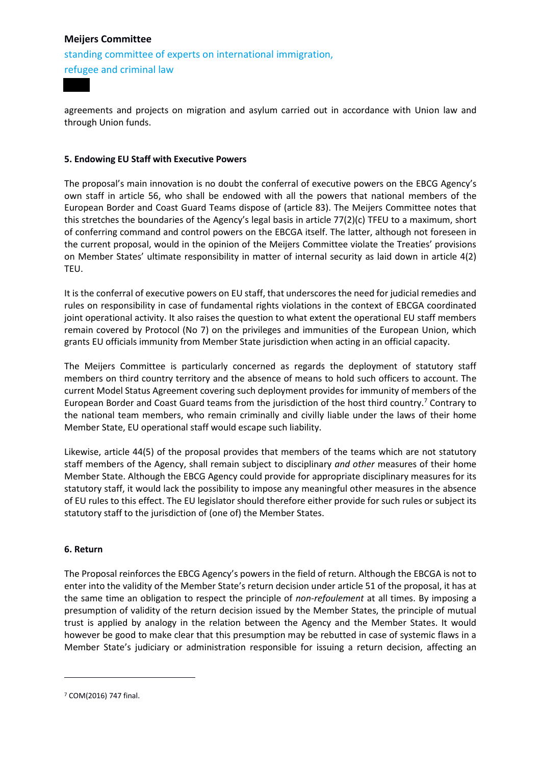agreements and projects on migration and asylum carried out in accordance with Union law and through Union funds.

**5. Endowing EU Staff with Executive Powers**

The proposal's main innovation is no doubt the conferral of executive powers on the EBCG Agency's own staff in article 56, who shall be endowed with all the powers that national members of the European Border and Coast Guard Teams dispose of (article 83). The Meijers Committee notes that this stretches the boundaries of the Agency's legal basis in article 77(2)(c) TFEU to a maximum, short of conferring command and control powers on the EBCGA itself. The latter, although not foreseen in the current proposal, would in the opinion of the Meijers Committee violate the Treaties' provisions on Member States' ultimate responsibility in matter of internal security as laid down in article 4(2) TEU.

It is the conferral of executive powers on EU staff, that underscores the need for judicial remedies and rules on responsibility in case of fundamental rights violations in the context of EBCGA coordinated joint operational activity. It also raises the question to what extent the operational EU staff members remain covered by Protocol (No 7) on the privileges and immunities of the European Union, which grants EU officials immunity from Member State jurisdiction when acting in an official capacity.

The Meijers Committee is particularly concerned as regards the deployment of statutory staff members on third country territory and the absence of means to hold such officers to account. The current Model Status Agreement covering such deployment provides for immunity of members of the European Border and Coast Guard teams from the jurisdiction of the host third country.[7] Contrary to the national team members, who remain criminally and civilly liable under the laws of their home Member State, EU operational staff would escape such liability.

Likewise, article 44(5) of the proposal provides that members of the teams which are not statutory staff members of the Agency, shall remain subject to disciplinary *and other* measures of their home Member State. Although the EBCG Agency could provide for appropriate disciplinary measures for its statutory staff, it would lack the possibility to impose any meaningful other measures in the absence of EU rules to this effect. The EU legislator should therefore either provide for such rules or subject its statutory staff to the jurisdiction of (one of) the Member States.

**6. Return**

The Proposal reinforces the EBCG Agency's powers in the field of return. Although the EBCGA is not to enter into the validity of the Member State's return decision under article 51 of the proposal, it has at the same time an obligation to respect the principle of *non-refoulement* at all times. By imposing a presumption of validity of the return decision issued by the Member States, the principle of mutual trust is applied by analogy in the relation between the Agency and the Member States. It would however be good to make clear that this presumption may be rebutted in case of systemic flaws in a Member State's judiciary or administration responsible for issuing a return decision, affecting an

---

[7] COM(2016) 747 final.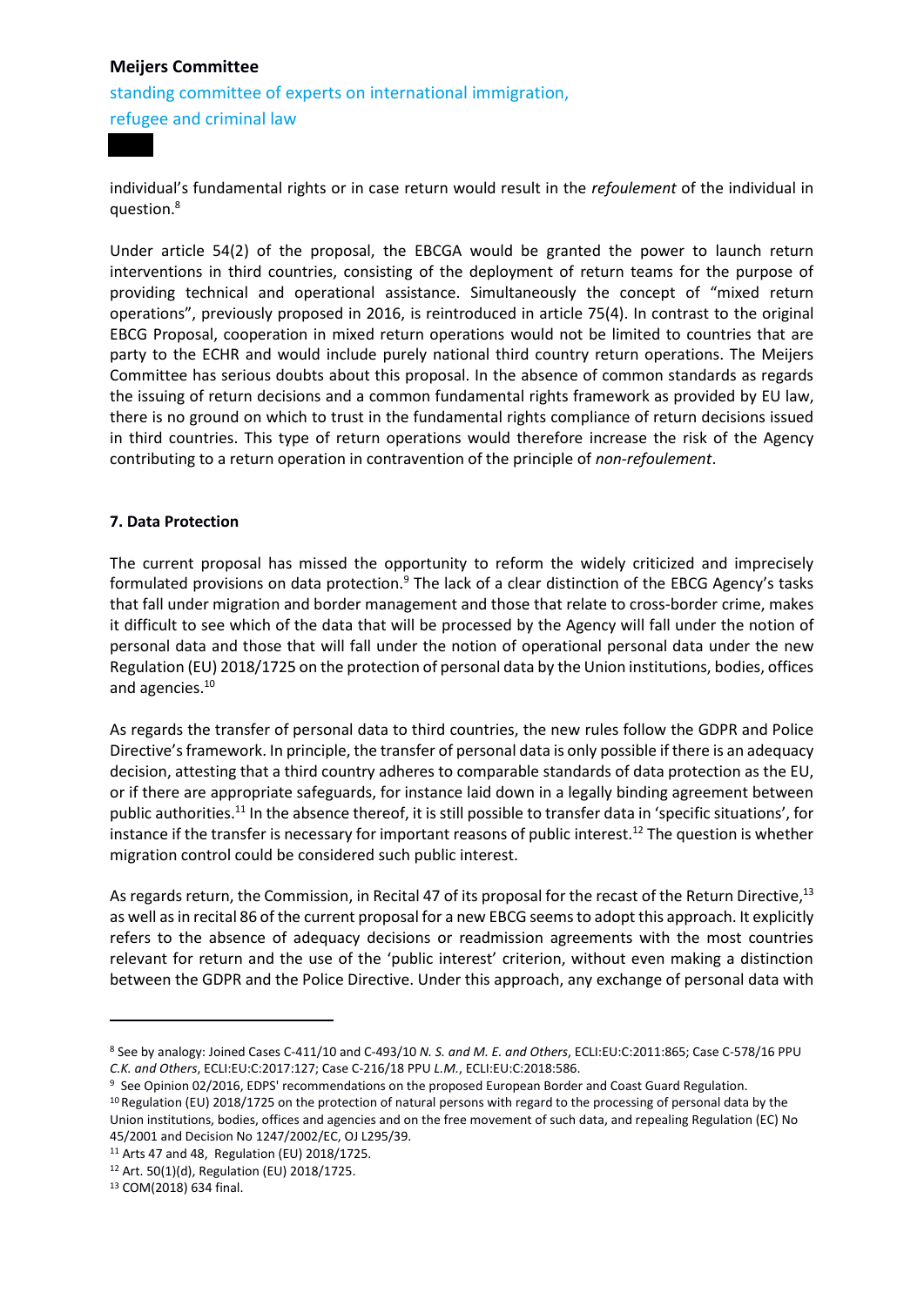individual's fundamental rights or in case return would result in the *refoulement* of the individual in question.[8]

Under article 54(2) of the proposal, the EBCGA would be granted the power to launch return interventions in third countries, consisting of the deployment of return teams for the purpose of providing technical and operational assistance. Simultaneously the concept of "mixed return operations", previously proposed in 2016, is reintroduced in article 75(4). In contrast to the original EBCG Proposal, cooperation in mixed return operations would not be limited to countries that are party to the ECHR and would include purely national third country return operations. The Meijers Committee has serious doubts about this proposal. In the absence of common standards as regards the issuing of return decisions and a common fundamental rights framework as provided by EU law, there is no ground on which to trust in the fundamental rights compliance of return decisions issued in third countries. This type of return operations would therefore increase the risk of the Agency contributing to a return operation in contravention of the principle of *non-refoulement*.

**7. Data Protection**

The current proposal has missed the opportunity to reform the widely criticized and imprecisely formulated provisions on data protection.[9] The lack of a clear distinction of the EBCG Agency's tasks that fall under migration and border management and those that relate to cross-border crime, makes it difficult to see which of the data that will be processed by the Agency will fall under the notion of personal data and those that will fall under the notion of operational personal data under the new Regulation (EU) 2018/1725 on the protection of personal data by the Union institutions, bodies, offices and agencies.[10]

As regards the transfer of personal data to third countries, the new rules follow the GDPR and Police Directive's framework. In principle, the transfer of personal data is only possible if there is an adequacy decision, attesting that a third country adheres to comparable standards of data protection as the EU, or if there are appropriate safeguards, for instance laid down in a legally binding agreement between public authorities.[11] In the absence thereof, it is still possible to transfer data in 'specific situations', for instance if the transfer is necessary for important reasons of public interest.[12] The question is whether migration control could be considered such public interest.

As regards return, the Commission, in Recital 47 of its proposal for the recast of the Return Directive,[13] as well as in recital 86 of the current proposal for a new EBCG seems to adopt this approach. It explicitly refers to the absence of adequacy decisions or readmission agreements with the most countries relevant for return and the use of the 'public interest' criterion, without even making a distinction between the GDPR and the Police Directive. Under this approach, any exchange of personal data with

---

[8] See by analogy: Joined Cases C-411/10 and C-493/10 *N. S. and M. E. and Others*, ECLI:EU:C:2011:865; Case C-578/16 PPU *C.K. and Others*, ECLI:EU:C:2017:127; Case C-216/18 PPU *L.M.*, ECLI:EU:C:2018:586.

[9] See Opinion 02/2016, EDPS' recommendations on the proposed European Border and Coast Guard Regulation.

[10] Regulation (EU) 2018/1725 on the protection of natural persons with regard to the processing of personal data by the Union institutions, bodies, offices and agencies and on the free movement of such data, and repealing Regulation (EC) No 45/2001 and Decision No 1247/2002/EC, OJ L295/39.

[11] Arts 47 and 48, Regulation (EU) 2018/1725.

[12] Art. 50(1)(d), Regulation (EU) 2018/1725.

[13] COM(2018) 634 final.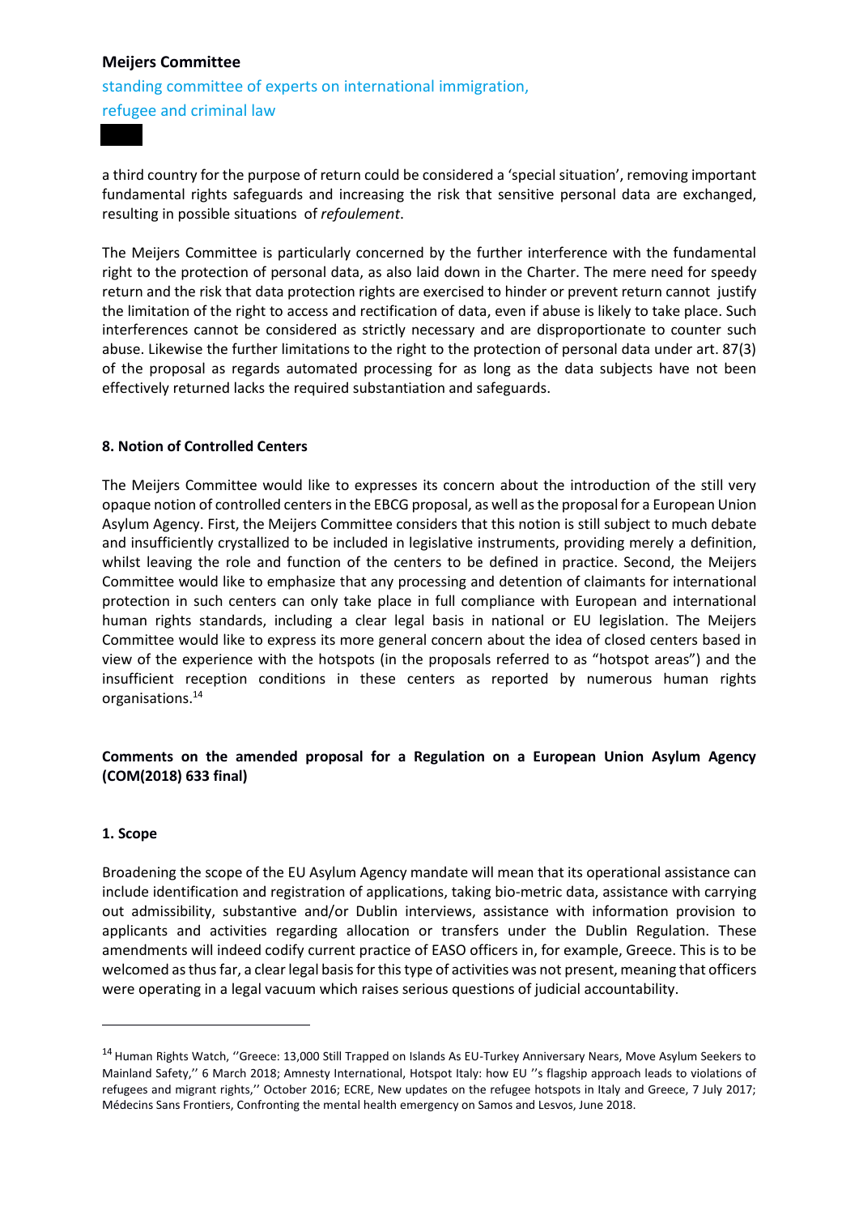a third country for the purpose of return could be considered a 'special situation', removing important fundamental rights safeguards and increasing the risk that sensitive personal data are exchanged, resulting in possible situations of *refoulement*.

The Meijers Committee is particularly concerned by the further interference with the fundamental right to the protection of personal data, as also laid down in the Charter. The mere need for speedy return and the risk that data protection rights are exercised to hinder or prevent return cannot justify the limitation of the right to access and rectification of data, even if abuse is likely to take place. Such interferences cannot be considered as strictly necessary and are disproportionate to counter such abuse. Likewise the further limitations to the right to the protection of personal data under art. 87(3) of the proposal as regards automated processing for as long as the data subjects have not been effectively returned lacks the required substantiation and safeguards.

#### 8. Notion of Controlled Centers

The Meijers Committee would like to expresses its concern about the introduction of the still very opaque notion of controlled centers in the EBCG proposal, as well as the proposal for a European Union Asylum Agency. First, the Meijers Committee considers that this notion is still subject to much debate and insufficiently crystallized to be included in legislative instruments, providing merely a definition, whilst leaving the role and function of the centers to be defined in practice. Second, the Meijers Committee would like to emphasize that any processing and detention of claimants for international protection in such centers can only take place in full compliance with European and international human rights standards, including a clear legal basis in national or EU legislation. The Meijers Committee would like to express its more general concern about the idea of closed centers based in view of the experience with the hotspots (in the proposals referred to as "hotspot areas") and the insufficient reception conditions in these centers as reported by numerous human rights organisations.[14]

### Comments on the amended proposal for a Regulation on a European Union Asylum Agency (COM(2018) 633 final)

#### 1. Scope

Broadening the scope of the EU Asylum Agency mandate will mean that its operational assistance can include identification and registration of applications, taking bio-metric data, assistance with carrying out admissibility, substantive and/or Dublin interviews, assistance with information provision to applicants and activities regarding allocation or transfers under the Dublin Regulation. These amendments will indeed codify current practice of EASO officers in, for example, Greece. This is to be welcomed as thus far, a clear legal basis for this type of activities was not present, meaning that officers were operating in a legal vacuum which raises serious questions of judicial accountability.

---

[14] Human Rights Watch, ''Greece: 13,000 Still Trapped on Islands As EU-Turkey Anniversary Nears, Move Asylum Seekers to Mainland Safety,'' 6 March 2018; Amnesty International, Hotspot Italy: how EU ''s flagship approach leads to violations of refugees and migrant rights,'' October 2016; ECRE, New updates on the refugee hotspots in Italy and Greece, 7 July 2017; Médecins Sans Frontiers, Confronting the mental health emergency on Samos and Lesvos, June 2018.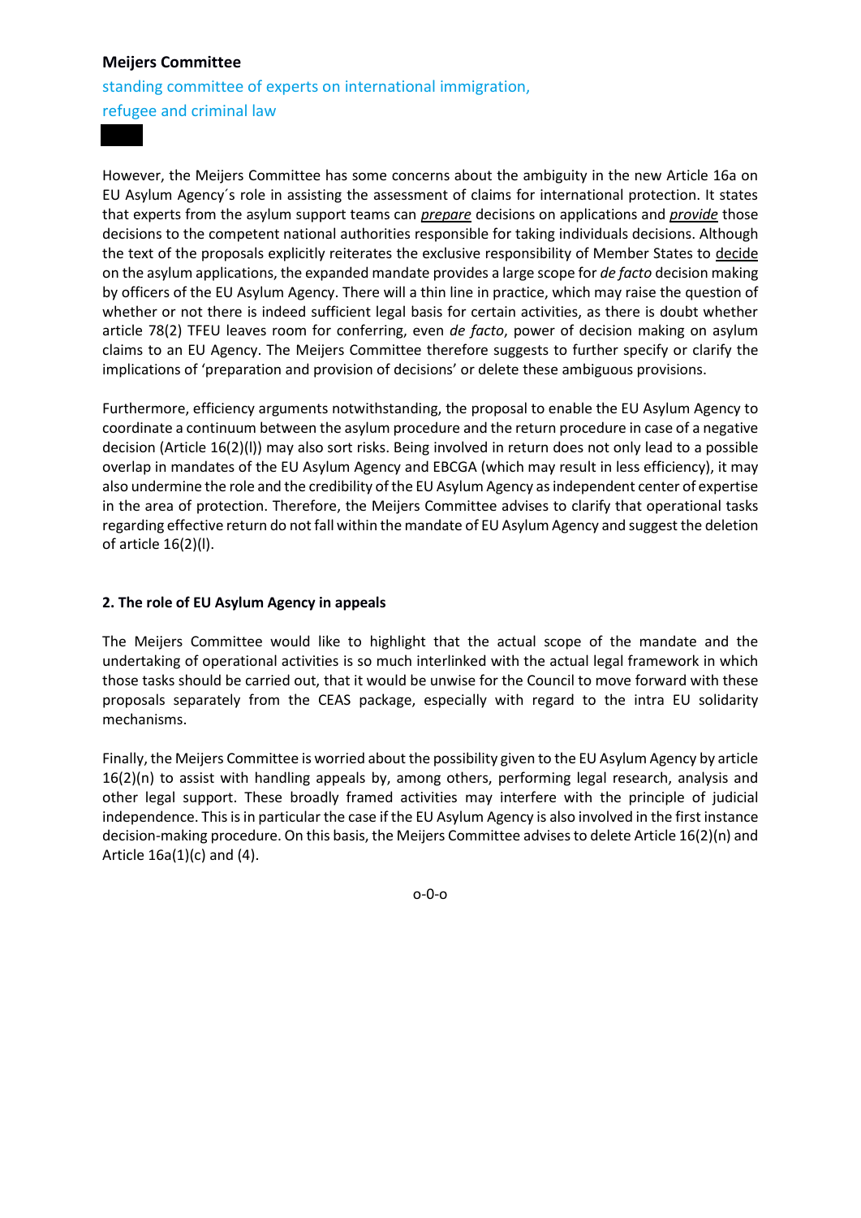**Meijers Committee**

standing committee of experts on international immigration, refugee and criminal law

However, the Meijers Committee has some concerns about the ambiguity in the new Article 16a on EU Asylum Agency´s role in assisting the assessment of claims for international protection. It states that experts from the asylum support teams can ***prepare*** decisions on applications and ***provide*** those decisions to the competent national authorities responsible for taking individuals decisions. Although the text of the proposals explicitly reiterates the exclusive responsibility of Member States to decide on the asylum applications, the expanded mandate provides a large scope for *de facto* decision making by officers of the EU Asylum Agency. There will a thin line in practice, which may raise the question of whether or not there is indeed sufficient legal basis for certain activities, as there is doubt whether article 78(2) TFEU leaves room for conferring, even *de facto*, power of decision making on asylum claims to an EU Agency. The Meijers Committee therefore suggests to further specify or clarify the implications of 'preparation and provision of decisions' or delete these ambiguous provisions.

Furthermore, efficiency arguments notwithstanding, the proposal to enable the EU Asylum Agency to coordinate a continuum between the asylum procedure and the return procedure in case of a negative decision (Article 16(2)(l)) may also sort risks. Being involved in return does not only lead to a possible overlap in mandates of the EU Asylum Agency and EBCGA (which may result in less efficiency), it may also undermine the role and the credibility of the EU Asylum Agency as independent center of expertise in the area of protection. Therefore, the Meijers Committee advises to clarify that operational tasks regarding effective return do not fall within the mandate of EU Asylum Agency and suggest the deletion of article 16(2)(l).

**2. The role of EU Asylum Agency in appeals**

The Meijers Committee would like to highlight that the actual scope of the mandate and the undertaking of operational activities is so much interlinked with the actual legal framework in which those tasks should be carried out, that it would be unwise for the Council to move forward with these proposals separately from the CEAS package, especially with regard to the intra EU solidarity mechanisms.

Finally, the Meijers Committee is worried about the possibility given to the EU Asylum Agency by article 16(2)(n) to assist with handling appeals by, among others, performing legal research, analysis and other legal support. These broadly framed activities may interfere with the principle of judicial independence. This is in particular the case if the EU Asylum Agency is also involved in the first instance decision-making procedure. On this basis, the Meijers Committee advises to delete Article 16(2)(n) and Article 16a(1)(c) and (4).

o-0-o